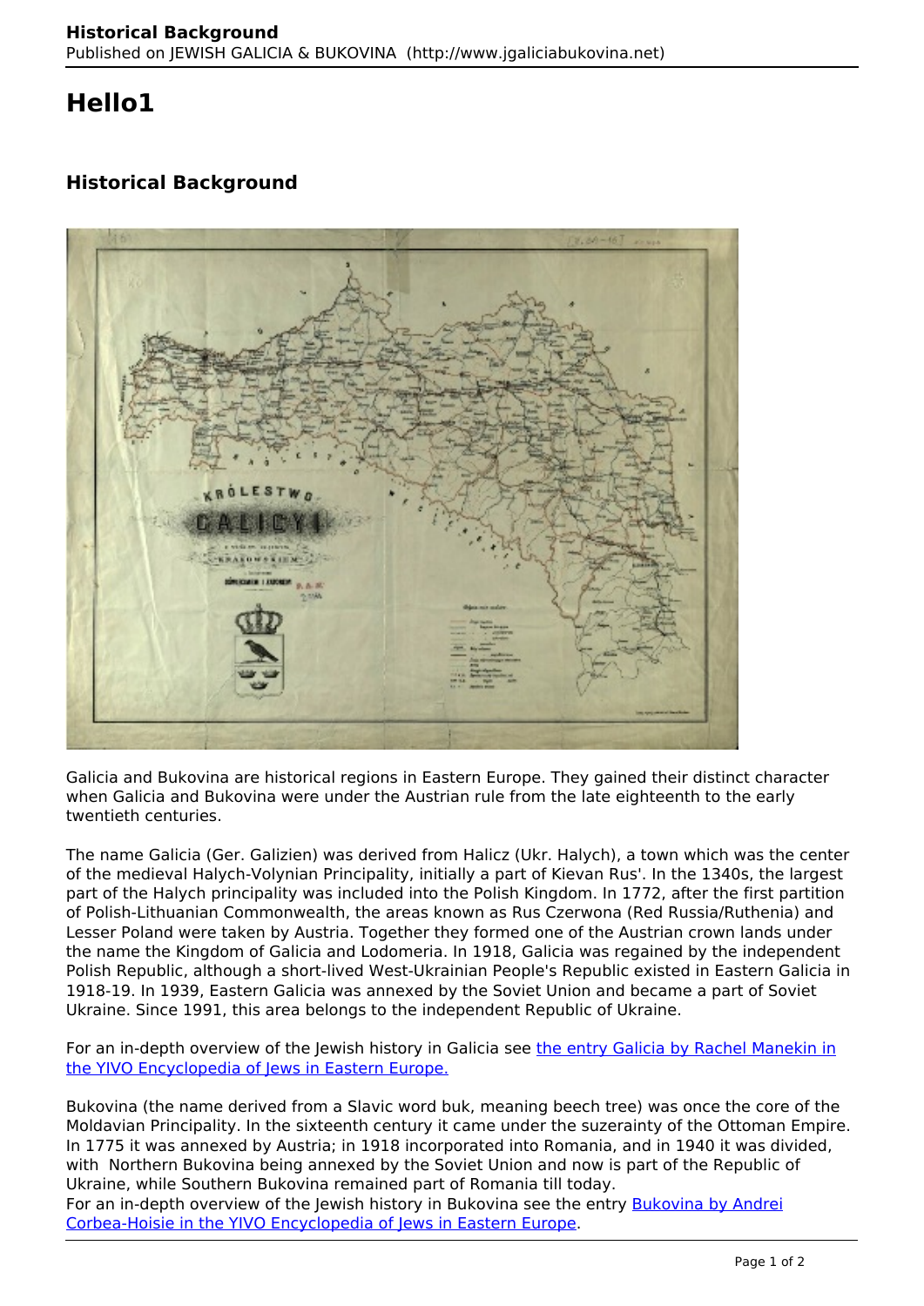# Hello1

## Historical Background

Galicia and Bukovina are historical regions in Eastern Europe. They gained their distinct character when Galicia and Bukovina were under the Austrian rule from the late eighteenth to the early twentieth centuries.

The name Galicia (Ger. Galizien) was derived from Halicz (Ukr. Halych), a town which was the center of the medieval Halych-Volynian Principality, initially a part of Kievan Rus'. In the 1340s, the largest part of the Halych principality was included into the Polish Kingdom. In 1772, after the first partition of Polish-Lithuanian Commonwealth, the areas known as Rus Czerwona (Red Russia/Ruthenia) and Lesser Poland were taken by Austria. Together they formed one of the Austrian crown lands under the name the Kingdom of Galicia and Lodomeria. In 1918, Galicia was regained by the independent Polish Republic, although a short-lived West-Ukrainian People's Republic existed in Eastern Galicia in 1918-19. In 1939, Eastern Galicia was annexed by the Soviet Union and became a part of Soviet Ukraine. Since 1991, this area belongs to the independent Republic of Ukraine.

For an in-depth overview of the Jewish history in Galicia see [the entry Galicia by Rachel Manekin in the YIVO Encyclopedia of Jews in Eastern Europe.]

Bukovina (the name derived from a Slavic word buk, meaning beech tree) was once the core of the Moldavian Principality. In the sixteenth century it came under the suzerainty of the Ottoman Empire. In 1775 it was annexed by Austria; in 1918 incorporated into Romania, and in 1940 it was divided, with Northern Bukovina being annexed by the Soviet Union and now is part of the Republic of Ukraine, while Southern Bukovina remained part of Romania till today.
For an in-depth overview of the Jewish history in Bukovina see the entry [Bukovina by Andrei Corbea-Hoisie in the YIVO Encyclopedia of Jews in Eastern Europe].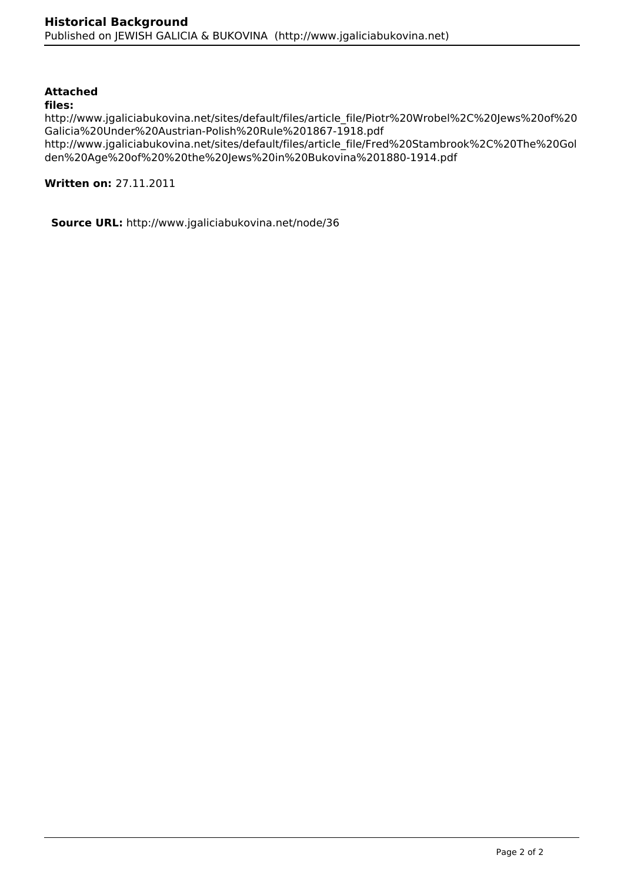**Attached files:**
http://www.jgaliciabukovina.net/sites/default/files/article_file/Piotr%20Wrobel%2C%20Jews%20of%20Galicia%20Under%20Austrian-Polish%20Rule%201867-1918.pdf
http://www.jgaliciabukovina.net/sites/default/files/article_file/Fred%20Stambrook%2C%20The%20Golden%20Age%20of%20%20the%20Jews%20in%20Bukovina%201880-1914.pdf

**Written on:** 27.11.2011

**Source URL:** http://www.jgaliciabukovina.net/node/36